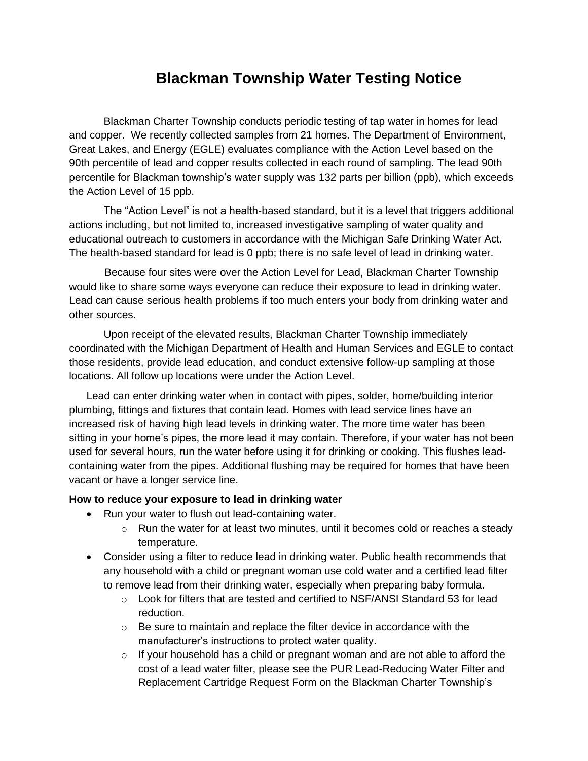# Blackman Township Water Testing Notice

Blackman Charter Township conducts periodic testing of tap water in homes for lead and copper. We recently collected samples from 21 homes. The Department of Environment, Great Lakes, and Energy (EGLE) evaluates compliance with the Action Level based on the 90th percentile of lead and copper results collected in each round of sampling. The lead 90th percentile for Blackman township's water supply was 132 parts per billion (ppb), which exceeds the Action Level of 15 ppb.

The "Action Level" is not a health-based standard, but it is a level that triggers additional actions including, but not limited to, increased investigative sampling of water quality and educational outreach to customers in accordance with the Michigan Safe Drinking Water Act. The health-based standard for lead is 0 ppb; there is no safe level of lead in drinking water.

Because four sites were over the Action Level for Lead, Blackman Charter Township would like to share some ways everyone can reduce their exposure to lead in drinking water. Lead can cause serious health problems if too much enters your body from drinking water and other sources.

Upon receipt of the elevated results, Blackman Charter Township immediately coordinated with the Michigan Department of Health and Human Services and EGLE to contact those residents, provide lead education, and conduct extensive follow-up sampling at those locations. All follow up locations were under the Action Level.

Lead can enter drinking water when in contact with pipes, solder, home/building interior plumbing, fittings and fixtures that contain lead. Homes with lead service lines have an increased risk of having high lead levels in drinking water. The more time water has been sitting in your home's pipes, the more lead it may contain. Therefore, if your water has not been used for several hours, run the water before using it for drinking or cooking. This flushes lead-containing water from the pipes. Additional flushing may be required for homes that have been vacant or have a longer service line.

**How to reduce your exposure to lead in drinking water**

- Run your water to flush out lead-containing water.
  - Run the water for at least two minutes, until it becomes cold or reaches a steady temperature.
- Consider using a filter to reduce lead in drinking water. Public health recommends that any household with a child or pregnant woman use cold water and a certified lead filter to remove lead from their drinking water, especially when preparing baby formula.
  - Look for filters that are tested and certified to NSF/ANSI Standard 53 for lead reduction.
  - Be sure to maintain and replace the filter device in accordance with the manufacturer's instructions to protect water quality.
  - If your household has a child or pregnant woman and are not able to afford the cost of a lead water filter, please see the PUR Lead-Reducing Water Filter and Replacement Cartridge Request Form on the Blackman Charter Township's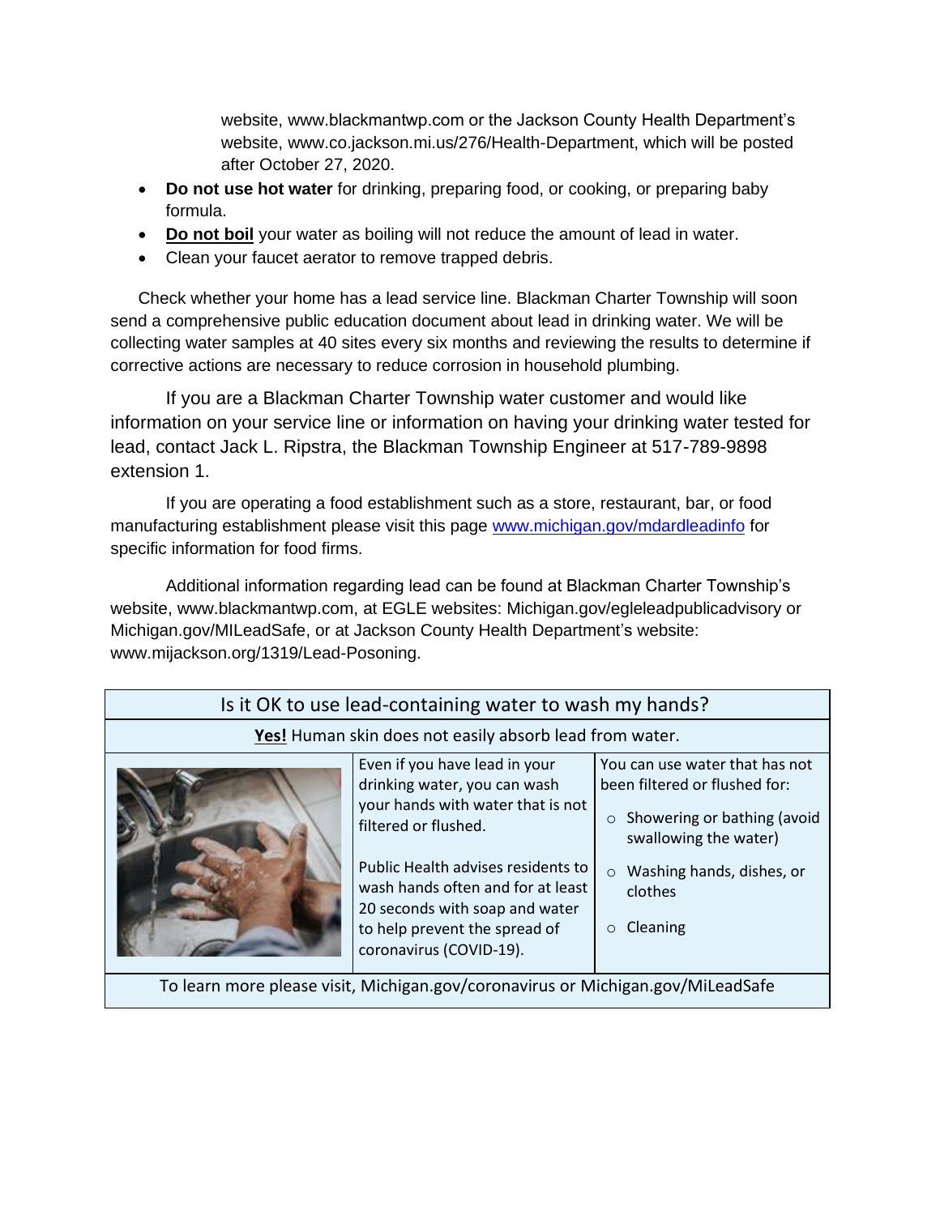website, www.blackmantwp.com or the Jackson County Health Department's website, www.co.jackson.mi.us/276/Health-Department, which will be posted after October 27, 2020.

- **Do not use hot water** for drinking, preparing food, or cooking, or preparing baby formula.
- **Do not boil** your water as boiling will not reduce the amount of lead in water.
- Clean your faucet aerator to remove trapped debris.

Check whether your home has a lead service line. Blackman Charter Township will soon send a comprehensive public education document about lead in drinking water. We will be collecting water samples at 40 sites every six months and reviewing the results to determine if corrective actions are necessary to reduce corrosion in household plumbing.

If you are a Blackman Charter Township water customer and would like information on your service line or information on having your drinking water tested for lead, contact Jack L. Ripstra, the Blackman Township Engineer at 517-789-9898 extension 1.

If you are operating a food establishment such as a store, restaurant, bar, or food manufacturing establishment please visit this page www.michigan.gov/mdardleadinfo for specific information for food firms.

Additional information regarding lead can be found at Blackman Charter Township's website, www.blackmantwp.com, at EGLE websites: Michigan.gov/egleleadpublicadvisory or Michigan.gov/MILeadSafe, or at Jackson County Health Department's website: www.mijackson.org/1319/Lead-Posoning.

| Is it OK to use lead-containing water to wash my hands? | | |
|---|---|---|
| **Yes!** Human skin does not easily absorb lead from water. | | |
| | Even if you have lead in your drinking water, you can wash your hands with water that is not filtered or flushed.<br><br>Public Health advises residents to wash hands often and for at least 20 seconds with soap and water to help prevent the spread of coronavirus (COVID-19). | You can use water that has not been filtered or flushed for:<br>○ Showering or bathing (avoid swallowing the water)<br>○ Washing hands, dishes, or clothes<br>○ Cleaning |
| To learn more please visit, Michigan.gov/coronavirus or Michigan.gov/MiLeadSafe | | |